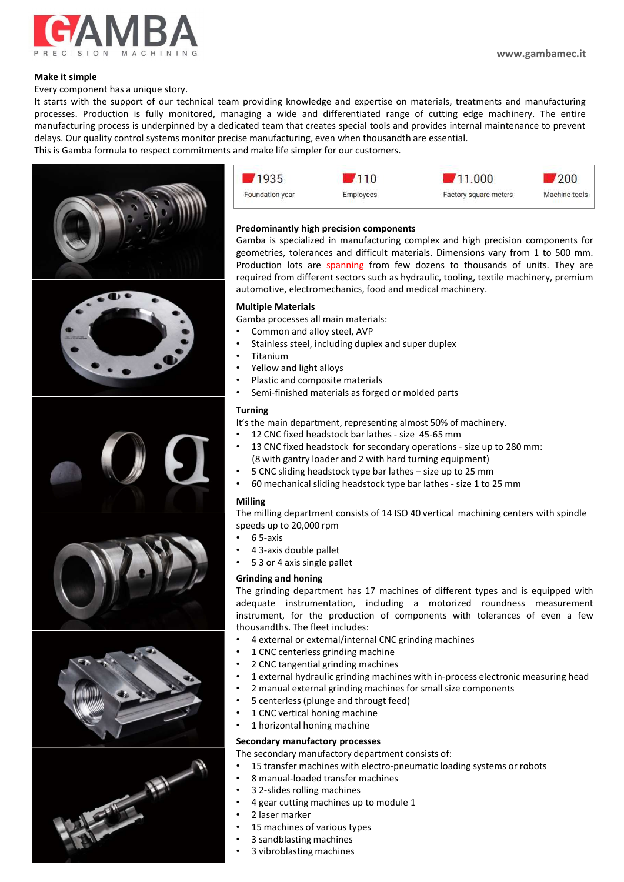**Make it simple**

Every component has a unique story.

It starts with the support of our technical team providing knowledge and expertise on materials, treatments and manufacturing processes. Production is fully monitored, managing a wide and differentiated range of cutting edge machinery. The entire manufacturing process is underpinned by a dedicated team that creates special tools and provides internal maintenance to prevent delays. Our quality control systems monitor precise manufacturing, even when thousandth are essential.

This is Gamba formula to respect commitments and make life simpler for our customers.

| 1935 | 110 | 11.000 | 200 |
| --- | --- | --- | --- |
| Foundation year | Employees | Factory square meters | Machine tools |

**Predominantly high precision components**

Gamba is specialized in manufacturing complex and high precision components for geometries, tolerances and difficult materials. Dimensions vary from 1 to 500 mm. Production lots are spanning from few dozens to thousands of units. They are required from different sectors such as hydraulic, tooling, textile machinery, premium automotive, electromechanics, food and medical machinery.

**Multiple Materials**

Gamba processes all main materials:

- Common and alloy steel, AVP
- Stainless steel, including duplex and super duplex
- Titanium
- Yellow and light alloys
- Plastic and composite materials
- Semi-finished materials as forged or molded parts

**Turning**

It's the main department, representing almost 50% of machinery.

- 12 CNC fixed headstock bar lathes - size 45-65 mm
- 13 CNC fixed headstock for secondary operations - size up to 280 mm: (8 with gantry loader and 2 with hard turning equipment)
- 5 CNC sliding headstock type bar lathes – size up to 25 mm
- 60 mechanical sliding headstock type bar lathes - size 1 to 25 mm

**Milling**

The milling department consists of 14 ISO 40 vertical machining centers with spindle speeds up to 20,000 rpm

- 6 5-axis
- 4 3-axis double pallet
- 5 3 or 4 axis single pallet

**Grinding and honing**

The grinding department has 17 machines of different types and is equipped with adequate instrumentation, including a motorized roundness measurement instrument, for the production of components with tolerances of even a few thousandths. The fleet includes:

- 4 external or external/internal CNC grinding machines
- 1 CNC centerless grinding machine
- 2 CNC tangential grinding machines
- 1 external hydraulic grinding machines with in-process electronic measuring head
- 2 manual external grinding machines for small size components
- 5 centerless (plunge and througt feed)
- 1 CNC vertical honing machine
- 1 horizontal honing machine

**Secondary manufactory processes**

The secondary manufactory department consists of:

- 15 transfer machines with electro-pneumatic loading systems or robots
- 8 manual-loaded transfer machines
- 3 2-slides rolling machines
- 4 gear cutting machines up to module 1
- 2 laser marker
- 15 machines of various types
- 3 sandblasting machines
- 3 vibroblasting machines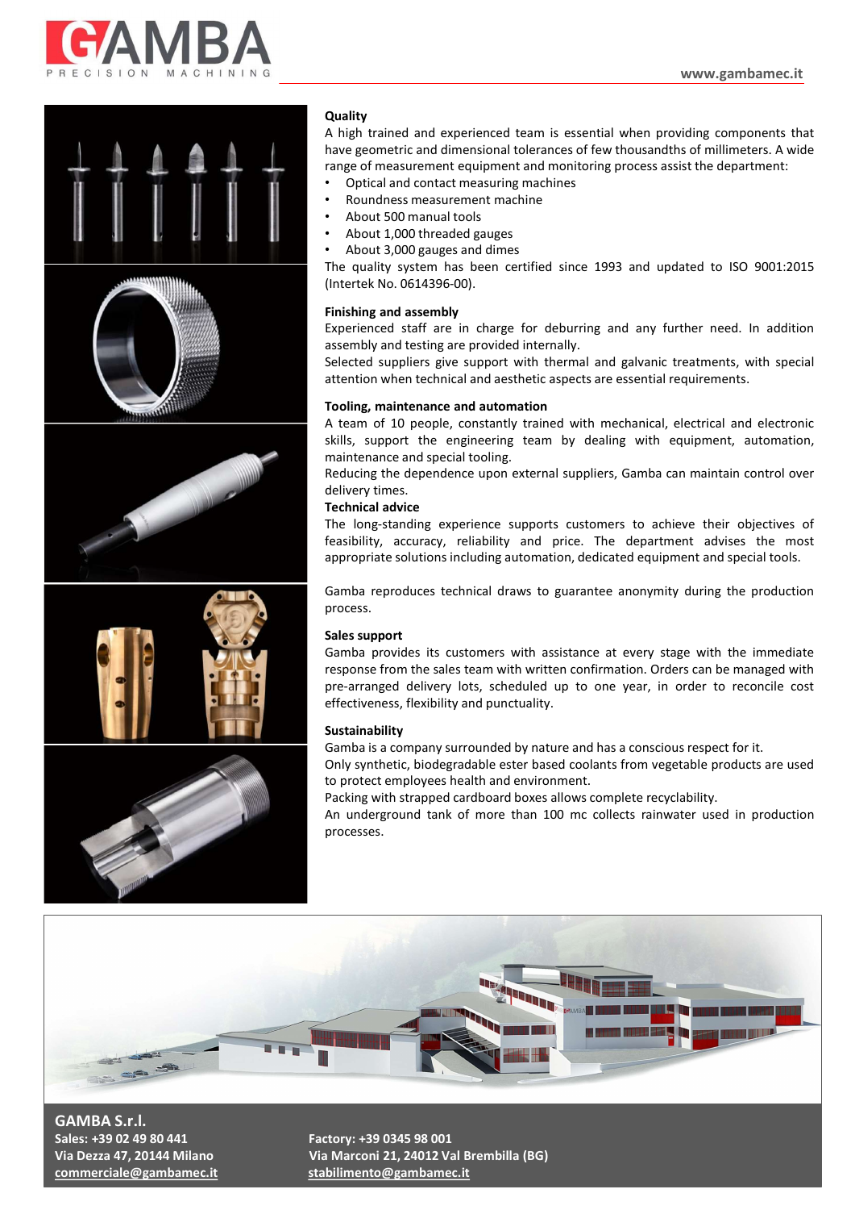## Quality

A high trained and experienced team is essential when providing components that have geometric and dimensional tolerances of few thousandths of millimeters. A wide range of measurement equipment and monitoring process assist the department:

- Optical and contact measuring machines
- Roundness measurement machine
- About 500 manual tools
- About 1,000 threaded gauges
- About 3,000 gauges and dimes

The quality system has been certified since 1993 and updated to ISO 9001:2015 (Intertek No. 0614396-00).

## Finishing and assembly

Experienced staff are in charge for deburring and any further need. In addition assembly and testing are provided internally.

Selected suppliers give support with thermal and galvanic treatments, with special attention when technical and aesthetic aspects are essential requirements.

## Tooling, maintenance and automation

A team of 10 people, constantly trained with mechanical, electrical and electronic skills, support the engineering team by dealing with equipment, automation, maintenance and special tooling.

Reducing the dependence upon external suppliers, Gamba can maintain control over delivery times.

## Technical advice

The long-standing experience supports customers to achieve their objectives of feasibility, accuracy, reliability and price. The department advises the most appropriate solutions including automation, dedicated equipment and special tools.

Gamba reproduces technical draws to guarantee anonymity during the production process.

## Sales support

Gamba provides its customers with assistance at every stage with the immediate response from the sales team with written confirmation. Orders can be managed with pre-arranged delivery lots, scheduled up to one year, in order to reconcile cost effectiveness, flexibility and punctuality.

## Sustainability

Gamba is a company surrounded by nature and has a conscious respect for it.

Only synthetic, biodegradable ester based coolants from vegetable products are used to protect employees health and environment.

Packing with strapped cardboard boxes allows complete recyclability.

An underground tank of more than 100 mc collects rainwater used in production processes.

**GAMBA S.r.l.**

**Sales: +39 02 49 80 441**
**Via Dezza 47, 20144 Milano**
**commerciale@gambamec.it**

**Factory: +39 0345 98 001**
**Via Marconi 21, 24012 Val Brembilla (BG)**
**stabilimento@gambamec.it**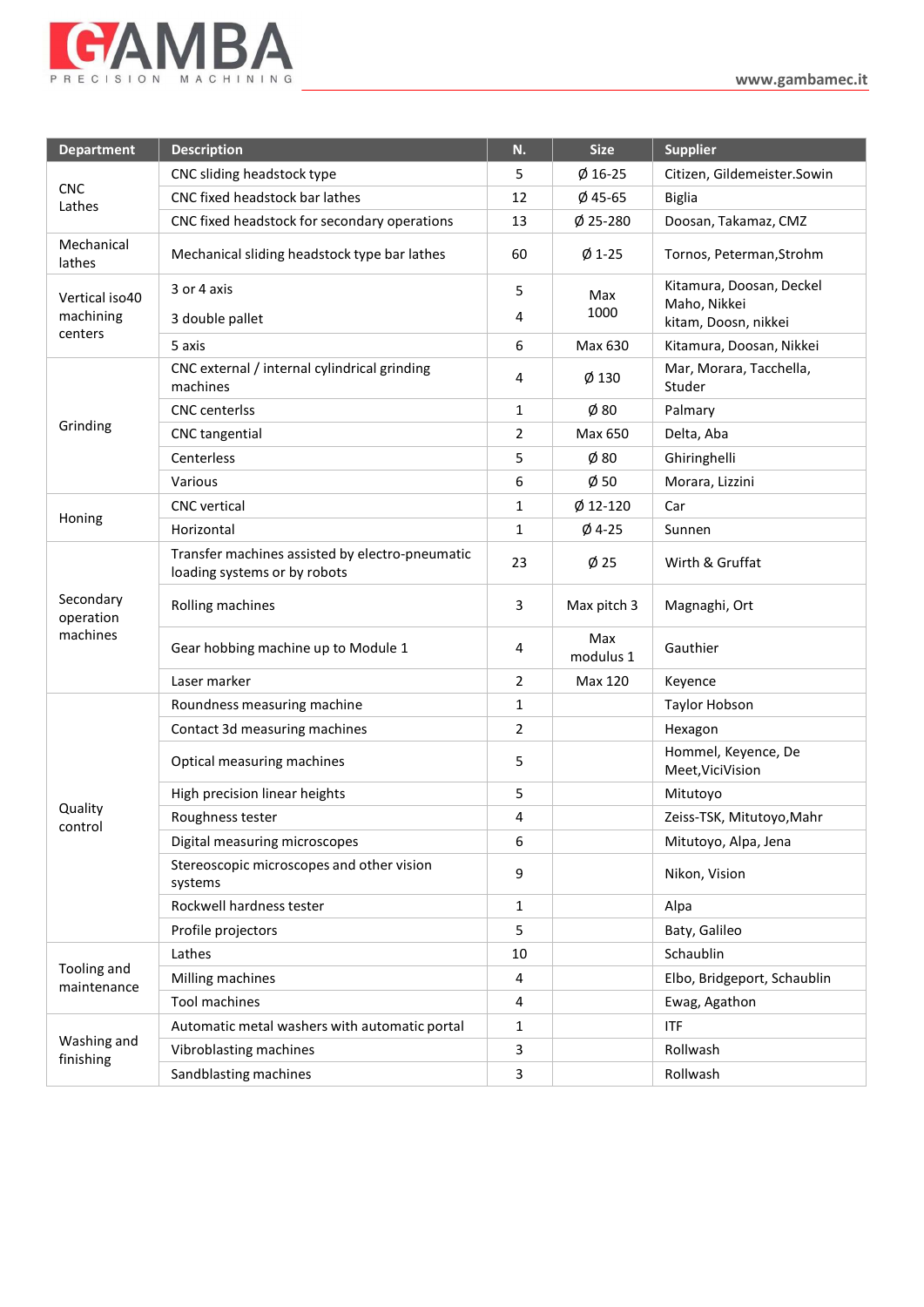| Department | Description | N. | Size | Supplier |
|---|---|---|---|---|
| CNC Lathes | CNC sliding headstock type | 5 | Ø 16-25 | Citizen, Gildemeister.Sowin |
| | CNC fixed headstock bar lathes | 12 | Ø 45-65 | Biglia |
| | CNC fixed headstock for secondary operations | 13 | Ø 25-280 | Doosan, Takamaz, CMZ |
| Mechanical lathes | Mechanical sliding headstock type bar lathes | 60 | Ø 1-25 | Tornos, Peterman,Strohm |
| Vertical iso40 machining centers | 3 or 4 axis | 5 | Max 1000 | Kitamura, Doosan, Deckel Maho, Nikkei |
| | 3 double pallet | 4 | | kitam, Doosn, nikkei |
| | 5 axis | 6 | Max 630 | Kitamura, Doosan, Nikkei |
| Grinding | CNC external / internal cylindrical grinding machines | 4 | Ø 130 | Mar, Morara, Tacchella, Studer |
| | CNC centerlss | 1 | Ø 80 | Palmary |
| | CNC tangential | 2 | Max 650 | Delta, Aba |
| | Centerless | 5 | Ø 80 | Ghiringhelli |
| | Various | 6 | Ø 50 | Morara, Lizzini |
| Honing | CNC vertical | 1 | Ø 12-120 | Car |
| | Horizontal | 1 | Ø 4-25 | Sunnen |
| Secondary operation machines | Transfer machines assisted by electro-pneumatic loading systems or by robots | 23 | Ø 25 | Wirth & Gruffat |
| | Rolling machines | 3 | Max pitch 3 | Magnaghi, Ort |
| | Gear hobbing machine up to Module 1 | 4 | Max modulus 1 | Gauthier |
| | Laser marker | 2 | Max 120 | Keyence |
| Quality control | Roundness measuring machine | 1 | | Taylor Hobson |
| | Contact 3d measuring machines | 2 | | Hexagon |
| | Optical measuring machines | 5 | | Hommel, Keyence, De Meet,ViciVision |
| | High precision linear heights | 5 | | Mitutoyo |
| | Roughness tester | 4 | | Zeiss-TSK, Mitutoyo,Mahr |
| | Digital measuring microscopes | 6 | | Mitutoyo, Alpa, Jena |
| | Stereoscopic microscopes and other vision systems | 9 | | Nikon, Vision |
| | Rockwell hardness tester | 1 | | Alpa |
| | Profile projectors | 5 | | Baty, Galileo |
| Tooling and maintenance | Lathes | 10 | | Schaublin |
| | Milling machines | 4 | | Elbo, Bridgeport, Schaublin |
| | Tool machines | 4 | | Ewag, Agathon |
| Washing and finishing | Automatic metal washers with automatic portal | 1 | | ITF |
| | Vibroblasting machines | 3 | | Rollwash |
| | Sandblasting machines | 3 | | Rollwash |